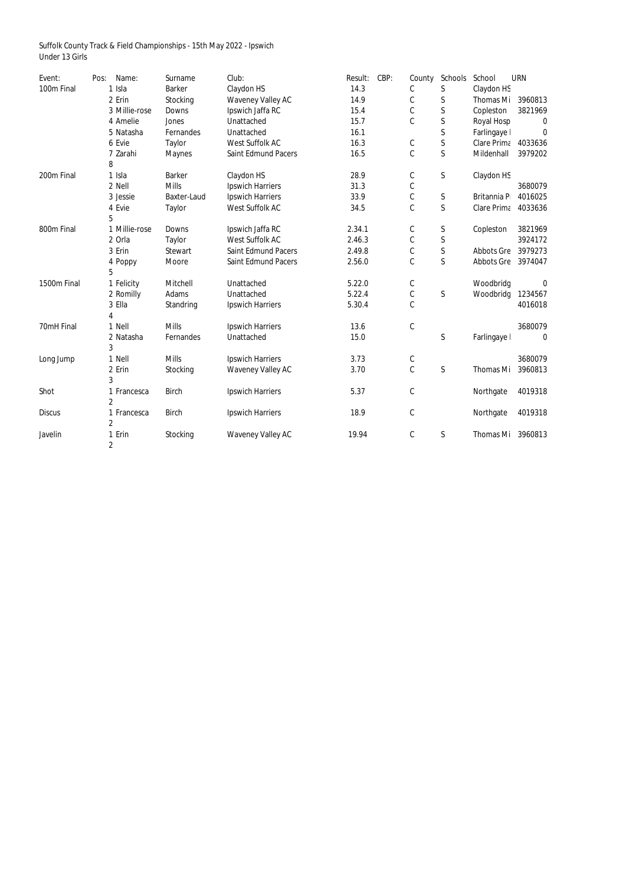Suffolk County Track & Field Championships - 15th May 2022 - Ipswich
Under 13 Girls

| Event: | Pos: | Name: | Surname | Club: | Result: | CBP: | County | Schools | School | URN |
|---|---|---|---|---|---|---|---|---|---|---|
| 100m Final | 1 | Isla | Barker | Claydon HS | 14.3 | | C | S | Claydon HS | |
| | 2 | Erin | Stocking | Waveney Valley AC | 14.9 | | C | S | Thomas Mi | 3960813 |
| | 3 | Millie-rose | Downs | Ipswich Jaffa RC | 15.4 | | C | S | Copleston | 3821969 |
| | 4 | Amelie | Jones | Unattached | 15.7 | | C | S | Royal Hosp | 0 |
| | 5 | Natasha | Fernandes | Unattached | 16.1 | | | S | Farlingaye I | 0 |
| | 6 | Evie | Taylor | West Suffolk AC | 16.3 | | C | S | Clare Prima | 4033636 |
| | 7 | Zarahi | Maynes | Saint Edmund Pacers | 16.5 | | C | S | Mildenhall | 3979202 |
| | 8 | | | | | | | | | |
| 200m Final | 1 | Isla | Barker | Claydon HS | 28.9 | | C | S | Claydon HS | |
| | 2 | Nell | Mills | Ipswich Harriers | 31.3 | | C | | | 3680079 |
| | 3 | Jessie | Baxter-Laud | Ipswich Harriers | 33.9 | | C | S | Britannia P | 4016025 |
| | 4 | Evie | Taylor | West Suffolk AC | 34.5 | | C | S | Clare Prima | 4033636 |
| | 5 | | | | | | | | | |
| 800m Final | 1 | Millie-rose | Downs | Ipswich Jaffa RC | 2.34.1 | | C | S | Copleston | 3821969 |
| | 2 | Orla | Taylor | West Suffolk AC | 2.46.3 | | C | S | | 3924172 |
| | 3 | Erin | Stewart | Saint Edmund Pacers | 2.49.8 | | C | S | Abbots Gre | 3979273 |
| | 4 | Poppy | Moore | Saint Edmund Pacers | 2.56.0 | | C | S | Abbots Gre | 3974047 |
| | 5 | | | | | | | | | |
| 1500m Final | 1 | Felicity | Mitchell | Unattached | 5.22.0 | | C | | Woodbridg | 0 |
| | 2 | Romilly | Adams | Unattached | 5.22.4 | | C | S | Woodbridg | 1234567 |
| | 3 | Ella | Standring | Ipswich Harriers | 5.30.4 | | C | | | 4016018 |
| | 4 | | | | | | | | | |
| 70mH Final | 1 | Nell | Mills | Ipswich Harriers | 13.6 | | C | | | 3680079 |
| | 2 | Natasha | Fernandes | Unattached | 15.0 | | | S | Farlingaye I | 0 |
| | 3 | | | | | | | | | |
| Long Jump | 1 | Nell | Mills | Ipswich Harriers | 3.73 | | C | | | 3680079 |
| | 2 | Erin | Stocking | Waveney Valley AC | 3.70 | | C | S | Thomas Mi | 3960813 |
| | 3 | | | | | | | | | |
| Shot | 1 | Francesca | Birch | Ipswich Harriers | 5.37 | | C | | Northgate | 4019318 |
| | 2 | | | | | | | | | |
| Discus | 1 | Francesca | Birch | Ipswich Harriers | 18.9 | | C | | Northgate | 4019318 |
| | 2 | | | | | | | | | |
| Javelin | 1 | Erin | Stocking | Waveney Valley AC | 19.94 | | C | S | Thomas Mi | 3960813 |
| | 2 | | | | | | | | | |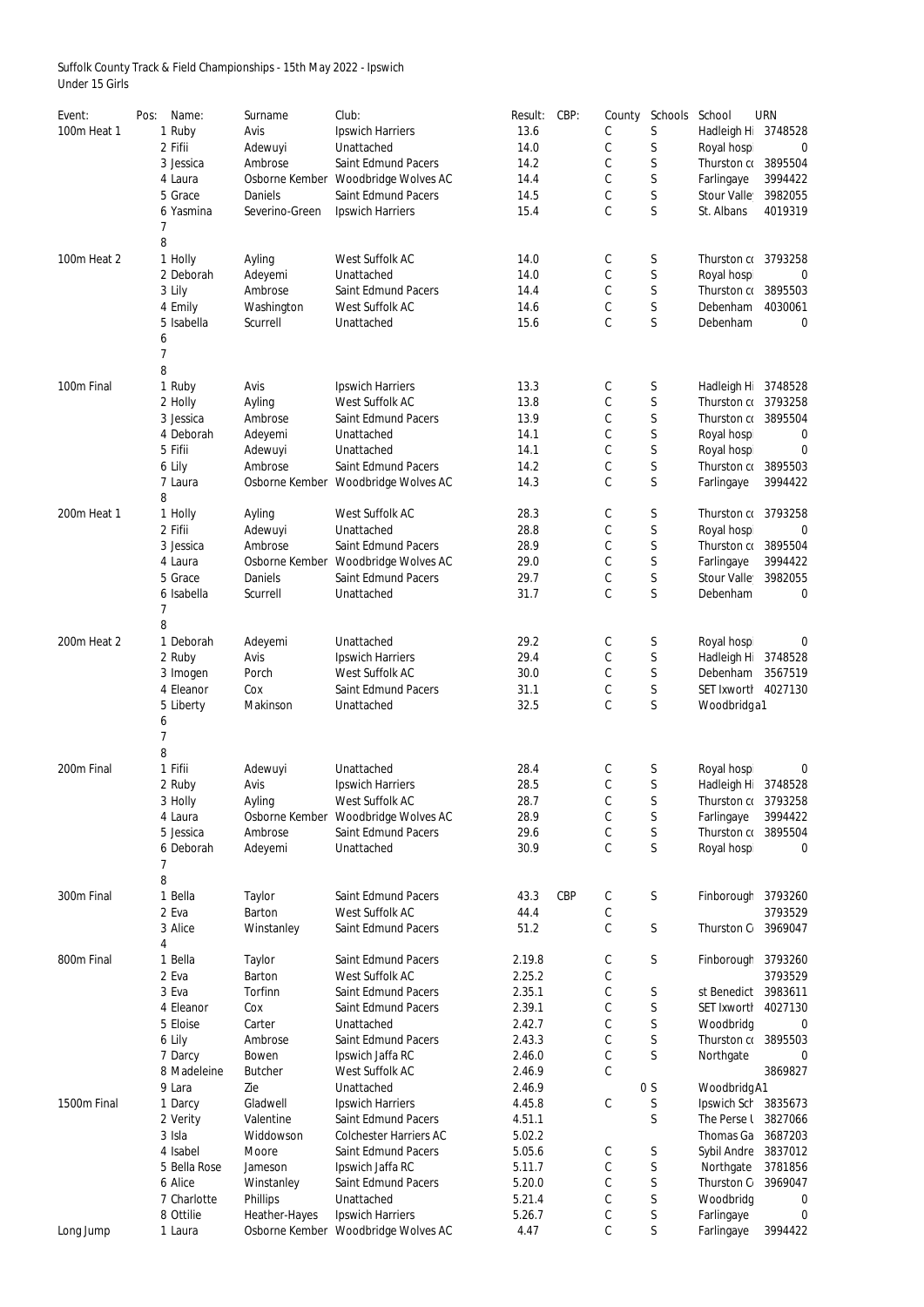Suffolk County Track & Field Championships - 15th May 2022 - Ipswich
Under 15 Girls

| Event: | Pos: | Name: | Surname | Club: | Result: | CBP: | County | Schools | School | URN |
|---|---|---|---|---|---|---|---|---|---|---|
| 100m Heat 1 | 1 | Ruby | Avis | Ipswich Harriers | 13.6 | | C | S | Hadleigh Hi | 3748528 |
| | 2 | Fifii | Adewuyi | Unattached | 14.0 | | C | S | Royal hosp | 0 |
| | 3 | Jessica | Ambrose | Saint Edmund Pacers | 14.2 | | C | S | Thurston co | 3895504 |
| | 4 | Laura | Osborne Kember | Woodbridge Wolves AC | 14.4 | | C | S | Farlingaye | 3994422 |
| | 5 | Grace | Daniels | Saint Edmund Pacers | 14.5 | | C | S | Stour Valle | 3982055 |
| | 6 | Yasmina | Severino-Green | Ipswich Harriers | 15.4 | | C | S | St. Albans | 4019319 |
| | 7 | | | | | | | | | |
| | 8 | | | | | | | | | |
| 100m Heat 2 | 1 | Holly | Ayling | West Suffolk AC | 14.0 | | C | S | Thurston co | 3793258 |
| | 2 | Deborah | Adeyemi | Unattached | 14.0 | | C | S | Royal hosp | 0 |
| | 3 | Lily | Ambrose | Saint Edmund Pacers | 14.4 | | C | S | Thurston co | 3895503 |
| | 4 | Emily | Washington | West Suffolk AC | 14.6 | | C | S | Debenham | 4030061 |
| | 5 | Isabella | Scurrell | Unattached | 15.6 | | C | S | Debenham | 0 |
| | 6 | | | | | | | | | |
| | 7 | | | | | | | | | |
| | 8 | | | | | | | | | |
| 100m Final | 1 | Ruby | Avis | Ipswich Harriers | 13.3 | | C | S | Hadleigh Hi | 3748528 |
| | 2 | Holly | Ayling | West Suffolk AC | 13.8 | | C | S | Thurston co | 3793258 |
| | 3 | Jessica | Ambrose | Saint Edmund Pacers | 13.9 | | C | S | Thurston co | 3895504 |
| | 4 | Deborah | Adeyemi | Unattached | 14.1 | | C | S | Royal hosp | 0 |
| | 5 | Fifii | Adewuyi | Unattached | 14.1 | | C | S | Royal hosp | 0 |
| | 6 | Lily | Ambrose | Saint Edmund Pacers | 14.2 | | C | S | Thurston co | 3895503 |
| | 7 | Laura | Osborne Kember | Woodbridge Wolves AC | 14.3 | | C | S | Farlingaye | 3994422 |
| | 8 | | | | | | | | | |
| 200m Heat 1 | 1 | Holly | Ayling | West Suffolk AC | 28.3 | | C | S | Thurston co | 3793258 |
| | 2 | Fifii | Adewuyi | Unattached | 28.8 | | C | S | Royal hosp | 0 |
| | 3 | Jessica | Ambrose | Saint Edmund Pacers | 28.9 | | C | S | Thurston co | 3895504 |
| | 4 | Laura | Osborne Kember | Woodbridge Wolves AC | 29.0 | | C | S | Farlingaye | 3994422 |
| | 5 | Grace | Daniels | Saint Edmund Pacers | 29.7 | | C | S | Stour Valle | 3982055 |
| | 6 | Isabella | Scurrell | Unattached | 31.7 | | C | S | Debenham | 0 |
| | 7 | | | | | | | | | |
| | 8 | | | | | | | | | |
| 200m Heat 2 | 1 | Deborah | Adeyemi | Unattached | 29.2 | | C | S | Royal hosp | 0 |
| | 2 | Ruby | Avis | Ipswich Harriers | 29.4 | | C | S | Hadleigh Hi | 3748528 |
| | 3 | Imogen | Porch | West Suffolk AC | 30.0 | | C | S | Debenham | 3567519 |
| | 4 | Eleanor | Cox | Saint Edmund Pacers | 31.1 | | C | S | SET Ixwortl | 4027130 |
| | 5 | Liberty | Makinson | Unattached | 32.5 | | C | S | Woodbridga | 1 |
| | 6 | | | | | | | | | |
| | 7 | | | | | | | | | |
| | 8 | | | | | | | | | |
| 200m Final | 1 | Fifii | Adewuyi | Unattached | 28.4 | | C | S | Royal hosp | 0 |
| | 2 | Ruby | Avis | Ipswich Harriers | 28.5 | | C | S | Hadleigh Hi | 3748528 |
| | 3 | Holly | Ayling | West Suffolk AC | 28.7 | | C | S | Thurston co | 3793258 |
| | 4 | Laura | Osborne Kember | Woodbridge Wolves AC | 28.9 | | C | S | Farlingaye | 3994422 |
| | 5 | Jessica | Ambrose | Saint Edmund Pacers | 29.6 | | C | S | Thurston co | 3895504 |
| | 6 | Deborah | Adeyemi | Unattached | 30.9 | | C | S | Royal hosp | 0 |
| | 7 | | | | | | | | | |
| | 8 | | | | | | | | | |
| 300m Final | 1 | Bella | Taylor | Saint Edmund Pacers | 43.3 | CBP | C | S | Finborough | 3793260 |
| | 2 | Eva | Barton | West Suffolk AC | 44.4 | | C | | | 3793529 |
| | 3 | Alice | Winstanley | Saint Edmund Pacers | 51.2 | | C | S | Thurston C | 3969047 |
| | 4 | | | | | | | | | |
| 800m Final | 1 | Bella | Taylor | Saint Edmund Pacers | 2.19.8 | | C | S | Finborough | 3793260 |
| | 2 | Eva | Barton | West Suffolk AC | 2.25.2 | | C | | | 3793529 |
| | 3 | Eva | Torfinn | Saint Edmund Pacers | 2.35.1 | | C | S | st Benedict | 3983611 |
| | 4 | Eleanor | Cox | Saint Edmund Pacers | 2.39.1 | | C | S | SET Ixwortl | 4027130 |
| | 5 | Eloise | Carter | Unattached | 2.42.7 | | C | S | Woodbridg | 0 |
| | 6 | Lily | Ambrose | Saint Edmund Pacers | 2.43.3 | | C | S | Thurston co | 3895503 |
| | 7 | Darcy | Bowen | Ipswich Jaffa RC | 2.46.0 | | C | S | Northgate | 0 |
| | 8 | Madeleine | Butcher | West Suffolk AC | 2.46.9 | | C | | | 3869827 |
| | 9 | Lara | Zie | Unattached | 2.46.9 | | 0 | S | WoodbridgA | 1 |
| 1500m Final | 1 | Darcy | Gladwell | Ipswich Harriers | 4.45.8 | | C | S | Ipswich Sch | 3835673 |
| | 2 | Verity | Valentine | Saint Edmund Pacers | 4.51.1 | | | S | The Perse l | 3827066 |
| | 3 | Isla | Widdowson | Colchester Harriers AC | 5.02.2 | | | | Thomas Ga | 3687203 |
| | 4 | Isabel | Moore | Saint Edmund Pacers | 5.05.6 | | C | S | Sybil Andre | 3837012 |
| | 5 | Bella Rose | Jameson | Ipswich Jaffa RC | 5.11.7 | | C | S | Northgate | 3781856 |
| | 6 | Alice | Winstanley | Saint Edmund Pacers | 5.20.0 | | C | S | Thurston C | 3969047 |
| | 7 | Charlotte | Phillips | Unattached | 5.21.4 | | C | S | Woodbridg | 0 |
| | 8 | Ottilie | Heather-Hayes | Ipswich Harriers | 5.26.7 | | C | S | Farlingaye | 0 |
| Long Jump | 1 | Laura | Osborne Kember | Woodbridge Wolves AC | 4.47 | | C | S | Farlingaye | 3994422 |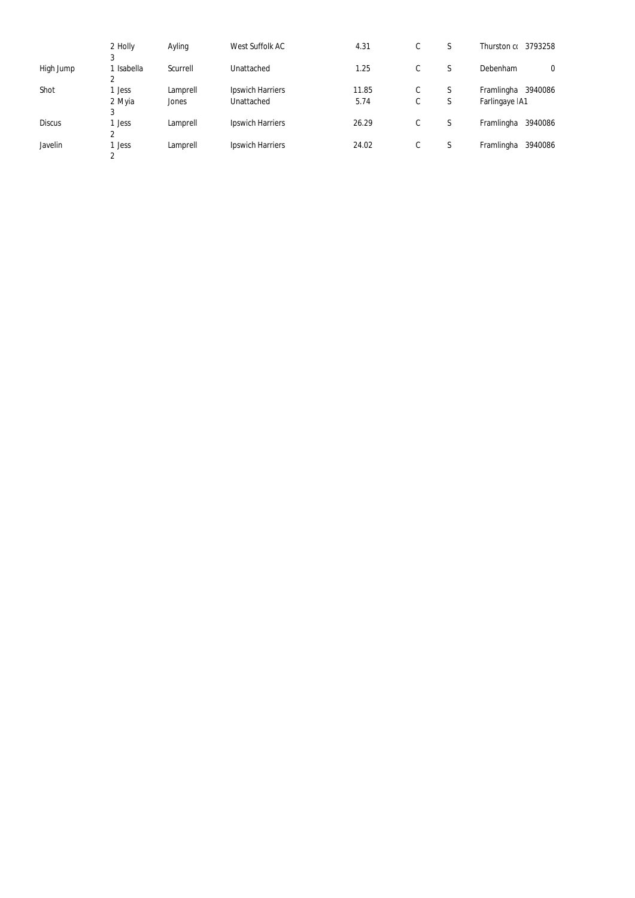| | | | | | | | | |
|---|---|---|---|---|---|---|---|---|
| | 2 Holly | Ayling | West Suffolk AC | 4.31 | C | S | Thurston co | 3793258 |
| | 3 | | | | | | | |
| High Jump | 1 Isabella | Scurrell | Unattached | 1.25 | C | S | Debenham | 0 |
| | 2 | | | | | | | |
| Shot | 1 Jess | Lamprell | Ipswich Harriers | 11.85 | C | S | Framlingha | 3940086 |
| | 2 Myia | Jones | Unattached | 5.74 | C | S | Farlingaye IA1 | |
| | 3 | | | | | | | |
| Discus | 1 Jess | Lamprell | Ipswich Harriers | 26.29 | C | S | Framlingha | 3940086 |
| | 2 | | | | | | | |
| Javelin | 1 Jess | Lamprell | Ipswich Harriers | 24.02 | C | S | Framlingha | 3940086 |
| | 2 | | | | | | | |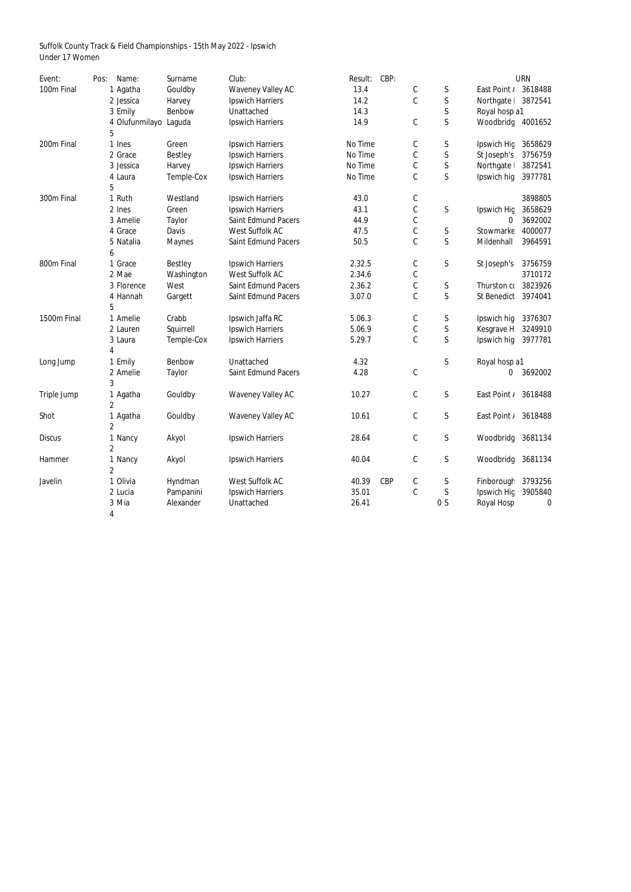Suffolk County Track & Field Championships - 15th May 2022 - Ipswich
Under 17 Women

| Event: | Pos: | Name: | Surname | Club: | Result: | CBP: | | | | URN |
|---|---|---|---|---|---|---|---|---|---|---|
| 100m Final | 1 | Agatha | Gouldby | Waveney Valley AC | 13.4 | | C | S | East Point / | 3618488 |
| | 2 | Jessica | Harvey | Ipswich Harriers | 14.2 | | C | S | Northgate I | 3872541 |
| | 3 | Emily | Benbow | Unattached | 14.3 | | | S | Royal hospi | a1 |
| | 4 | Olufunmilayo | Laguda | Ipswich Harriers | 14.9 | | C | S | Woodbridg | 4001652 |
| | 5 | | | | | | | | | |
| 200m Final | 1 | Ines | Green | Ipswich Harriers | No Time | | C | S | Ipswich Hig | 3658629 |
| | 2 | Grace | Bestley | Ipswich Harriers | No Time | | C | S | St Joseph's | 3756759 |
| | 3 | Jessica | Harvey | Ipswich Harriers | No Time | | C | S | Northgate I | 3872541 |
| | 4 | Laura | Temple-Cox | Ipswich Harriers | No Time | | C | S | Ipswich hig | 3977781 |
| | 5 | | | | | | | | | |
| 300m Final | 1 | Ruth | Westland | Ipswich Harriers | 43.0 | | C | | | 3898805 |
| | 2 | Ines | Green | Ipswich Harriers | 43.1 | | C | S | Ipswich Hig | 3658629 |
| | 3 | Amelie | Taylor | Saint Edmund Pacers | 44.9 | | C | | 0 | 3692002 |
| | 4 | Grace | Davis | West Suffolk AC | 47.5 | | C | S | Stowmarke | 4000077 |
| | 5 | Natalia | Maynes | Saint Edmund Pacers | 50.5 | | C | S | Mildenhall | 3964591 |
| | 6 | | | | | | | | | |
| 800m Final | 1 | Grace | Bestley | Ipswich Harriers | 2.32.5 | | C | S | St Joseph's | 3756759 |
| | 2 | Mae | Washington | West Suffolk AC | 2.34.6 | | C | | | 3710172 |
| | 3 | Florence | West | Saint Edmund Pacers | 2.36.2 | | C | S | Thurston co | 3823926 |
| | 4 | Hannah | Gargett | Saint Edmund Pacers | 3.07.0 | | C | S | St Benedict | 3974041 |
| | 5 | | | | | | | | | |
| 1500m Final | 1 | Amelie | Crabb | Ipswich Jaffa RC | 5.06.3 | | C | S | Ipswich hig | 3376307 |
| | 2 | Lauren | Squirrell | Ipswich Harriers | 5.06.9 | | C | S | Kesgrave H | 3249910 |
| | 3 | Laura | Temple-Cox | Ipswich Harriers | 5.29.7 | | C | S | Ipswich hig | 3977781 |
| | 4 | | | | | | | | | |
| Long Jump | 1 | Emily | Benbow | Unattached | 4.32 | | | S | Royal hospi | a1 |
| | 2 | Amelie | Taylor | Saint Edmund Pacers | 4.28 | | C | | 0 | 3692002 |
| | 3 | | | | | | | | | |
| Triple Jump | 1 | Agatha | Gouldby | Waveney Valley AC | 10.27 | | C | S | East Point / | 3618488 |
| | 2 | | | | | | | | | |
| Shot | 1 | Agatha | Gouldby | Waveney Valley AC | 10.61 | | C | S | East Point / | 3618488 |
| | 2 | | | | | | | | | |
| Discus | 1 | Nancy | Akyol | Ipswich Harriers | 28.64 | | C | S | Woodbridg | 3681134 |
| | 2 | | | | | | | | | |
| Hammer | 1 | Nancy | Akyol | Ipswich Harriers | 40.04 | | C | S | Woodbridg | 3681134 |
| | 2 | | | | | | | | | |
| Javelin | 1 | Olivia | Hyndman | West Suffolk AC | 40.39 | CBP | C | S | Finborough | 3793256 |
| | 2 | Lucia | Pampanini | Ipswich Harriers | 35.01 | | C | S | Ipswich Hig | 3905840 |
| | 3 | Mia | Alexander | Unattached | 26.41 | | 0 | S | Royal Hosp | 0 |
| | 4 | | | | | | | | | |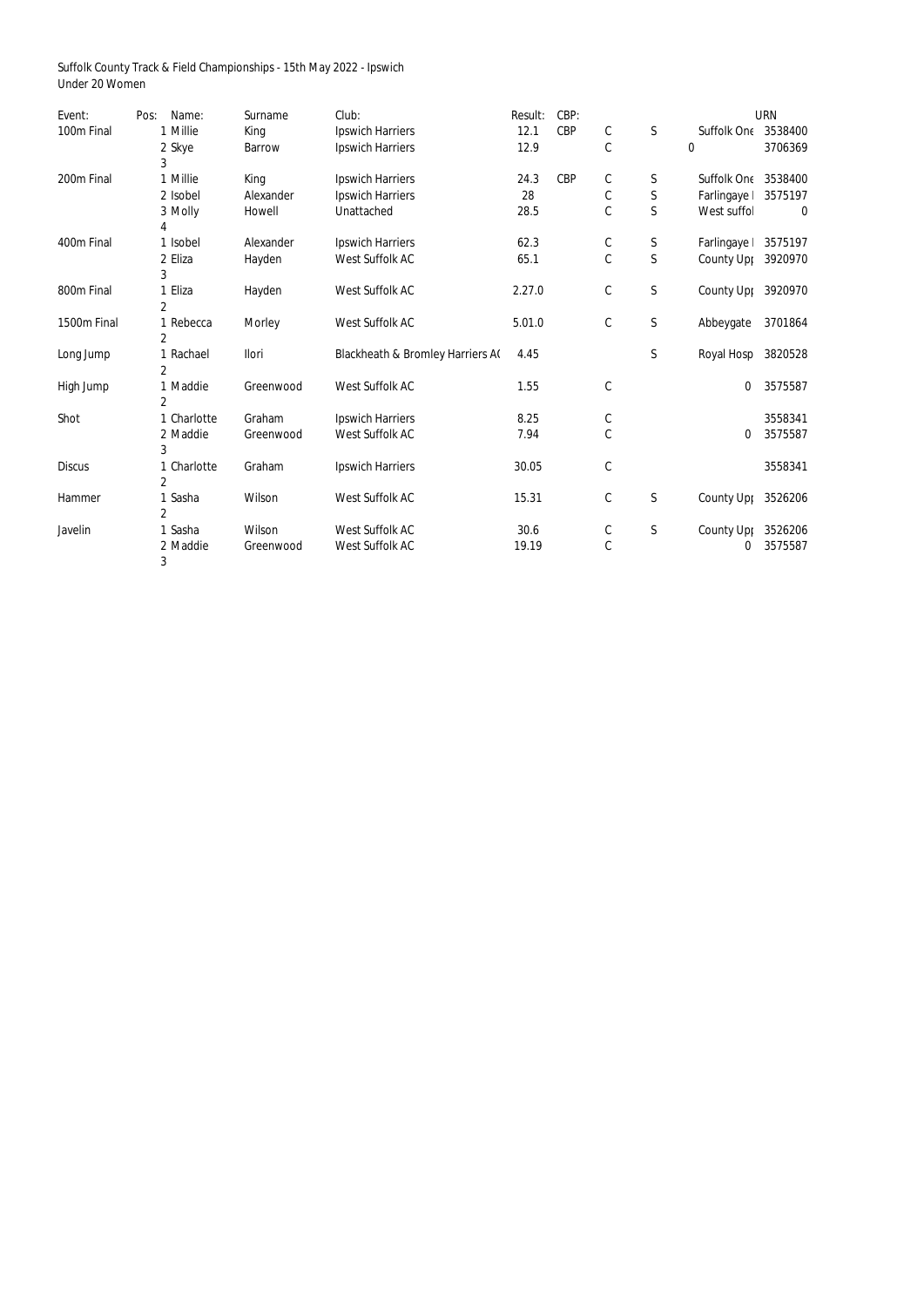Suffolk County Track & Field Championships - 15th May 2022 - Ipswich
Under 20 Women

| Event: | Pos: | Name: | Surname | Club: | Result: | CBP: | | | | URN |
|---|---|---|---|---|---|---|---|---|---|---|
| 100m Final | 1 | Millie | King | Ipswich Harriers | 12.1 | CBP | C | S | Suffolk One | 3538400 |
| | 2 | Skye | Barrow | Ipswich Harriers | 12.9 | | C | | 0 | 3706369 |
| | 3 | | | | | | | | | |
| 200m Final | 1 | Millie | King | Ipswich Harriers | 24.3 | CBP | C | S | Suffolk One | 3538400 |
| | 2 | Isobel | Alexander | Ipswich Harriers | 28 | | C | S | Farlingaye I | 3575197 |
| | 3 | Molly | Howell | Unattached | 28.5 | | C | S | West suffol | 0 |
| | 4 | | | | | | | | | |
| 400m Final | 1 | Isobel | Alexander | Ipswich Harriers | 62.3 | | C | S | Farlingaye I | 3575197 |
| | 2 | Eliza | Hayden | West Suffolk AC | 65.1 | | C | S | County Upp | 3920970 |
| | 3 | | | | | | | | | |
| 800m Final | 1 | Eliza | Hayden | West Suffolk AC | 2.27.0 | | C | S | County Upp | 3920970 |
| | 2 | | | | | | | | | |
| 1500m Final | 1 | Rebecca | Morley | West Suffolk AC | 5.01.0 | | C | S | Abbeygate | 3701864 |
| | 2 | | | | | | | | | |
| Long Jump | 1 | Rachael | Ilori | Blackheath & Bromley Harriers AC | 4.45 | | | S | Royal Hosp | 3820528 |
| | 2 | | | | | | | | | |
| High Jump | 1 | Maddie | Greenwood | West Suffolk AC | 1.55 | | C | | 0 | 3575587 |
| | 2 | | | | | | | | | |
| Shot | 1 | Charlotte | Graham | Ipswich Harriers | 8.25 | | C | | | 3558341 |
| | 2 | Maddie | Greenwood | West Suffolk AC | 7.94 | | C | | 0 | 3575587 |
| | 3 | | | | | | | | | |
| Discus | 1 | Charlotte | Graham | Ipswich Harriers | 30.05 | | C | | | 3558341 |
| | 2 | | | | | | | | | |
| Hammer | 1 | Sasha | Wilson | West Suffolk AC | 15.31 | | C | S | County Upp | 3526206 |
| | 2 | | | | | | | | | |
| Javelin | 1 | Sasha | Wilson | West Suffolk AC | 30.6 | | C | S | County Upp | 3526206 |
| | 2 | Maddie | Greenwood | West Suffolk AC | 19.19 | | C | | 0 | 3575587 |
| | 3 | | | | | | | | | |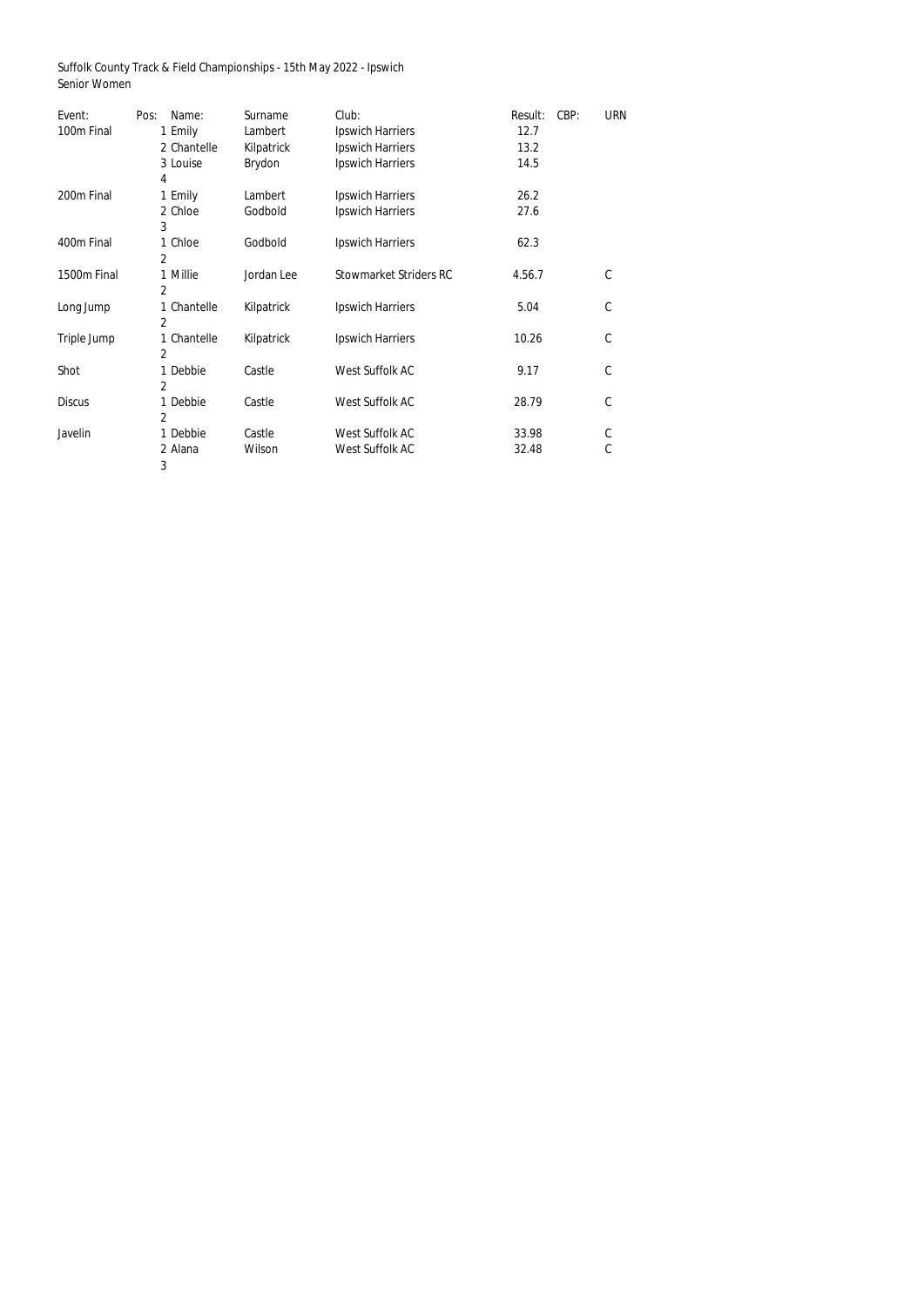Suffolk County Track & Field Championships - 15th May 2022 - Ipswich
Senior Women

| Event: | Pos: | Name: | Surname | Club: | Result: | CBP: | URN |
|---|---|---|---|---|---|---|---|
| 100m Final | 1 | Emily | Lambert | Ipswich Harriers | 12.7 | | |
| | 2 | Chantelle | Kilpatrick | Ipswich Harriers | 13.2 | | |
| | 3 | Louise | Brydon | Ipswich Harriers | 14.5 | | |
| | 4 | | | | | | |
| 200m Final | 1 | Emily | Lambert | Ipswich Harriers | 26.2 | | |
| | 2 | Chloe | Godbold | Ipswich Harriers | 27.6 | | |
| | 3 | | | | | | |
| 400m Final | 1 | Chloe | Godbold | Ipswich Harriers | 62.3 | | |
| | 2 | | | | | | |
| 1500m Final | 1 | Millie | Jordan Lee | Stowmarket Striders RC | 4.56.7 | | C |
| | 2 | | | | | | |
| Long Jump | 1 | Chantelle | Kilpatrick | Ipswich Harriers | 5.04 | | C |
| | 2 | | | | | | |
| Triple Jump | 1 | Chantelle | Kilpatrick | Ipswich Harriers | 10.26 | | C |
| | 2 | | | | | | |
| Shot | 1 | Debbie | Castle | West Suffolk AC | 9.17 | | C |
| | 2 | | | | | | |
| Discus | 1 | Debbie | Castle | West Suffolk AC | 28.79 | | C |
| | 2 | | | | | | |
| Javelin | 1 | Debbie | Castle | West Suffolk AC | 33.98 | | C |
| | 2 | Alana | Wilson | West Suffolk AC | 32.48 | | C |
| | 3 | | | | | | |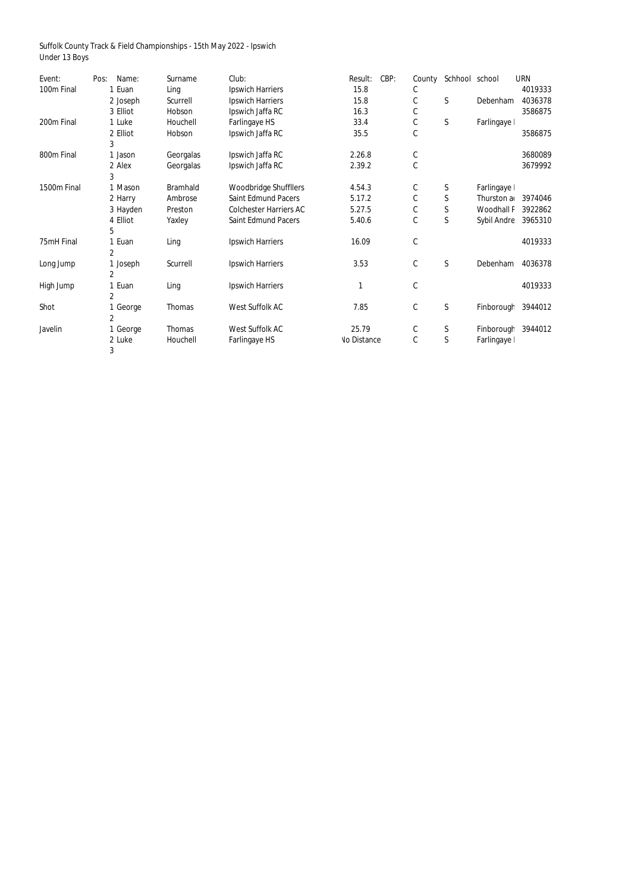Suffolk County Track & Field Championships - 15th May 2022 - Ipswich
Under 13 Boys

| Event: | Pos: | Name: | Surname | Club: | Result: | CBP: | County | Schhool | school | URN |
|---|---|---|---|---|---|---|---|---|---|---|
| 100m Final | 1 | Euan | Ling | Ipswich Harriers | 15.8 | | C | | | 4019333 |
| | 2 | Joseph | Scurrell | Ipswich Harriers | 15.8 | | C | S | Debenham | 4036378 |
| | 3 | Elliot | Hobson | Ipswich Jaffa RC | 16.3 | | C | | | 3586875 |
| 200m Final | 1 | Luke | Houchell | Farlingaye HS | 33.4 | | C | S | Farlingaye I | |
| | 2 | Elliot | Hobson | Ipswich Jaffa RC | 35.5 | | C | | | 3586875 |
| | 3 | | | | | | | | | |
| 800m Final | 1 | Jason | Georgalas | Ipswich Jaffa RC | 2.26.8 | | C | | | 3680089 |
| | 2 | Alex | Georgalas | Ipswich Jaffa RC | 2.39.2 | | C | | | 3679992 |
| | 3 | | | | | | | | | |
| 1500m Final | 1 | Mason | Bramhald | Woodbridge Shufflers | 4.54.3 | | C | S | Farlingaye I | |
| | 2 | Harry | Ambrose | Saint Edmund Pacers | 5.17.2 | | C | S | Thurston a | 3974046 |
| | 3 | Hayden | Preston | Colchester Harriers AC | 5.27.5 | | C | S | Woodhall F | 3922862 |
| | 4 | Elliot | Yaxley | Saint Edmund Pacers | 5.40.6 | | C | S | Sybil Andre | 3965310 |
| | 5 | | | | | | | | | |
| 75mH Final | 1 | Euan | Ling | Ipswich Harriers | 16.09 | | C | | | 4019333 |
| | 2 | | | | | | | | | |
| Long Jump | 1 | Joseph | Scurrell | Ipswich Harriers | 3.53 | | C | S | Debenham | 4036378 |
| | 2 | | | | | | | | | |
| High Jump | 1 | Euan | Ling | Ipswich Harriers | 1 | | C | | | 4019333 |
| | 2 | | | | | | | | | |
| Shot | 1 | George | Thomas | West Suffolk AC | 7.85 | | C | S | Finborough | 3944012 |
| | 2 | | | | | | | | | |
| Javelin | 1 | George | Thomas | West Suffolk AC | 25.79 | | C | S | Finborough | 3944012 |
| | 2 | Luke | Houchell | Farlingaye HS | No Distance | | C | S | Farlingaye I | |
| | 3 | | | | | | | | | |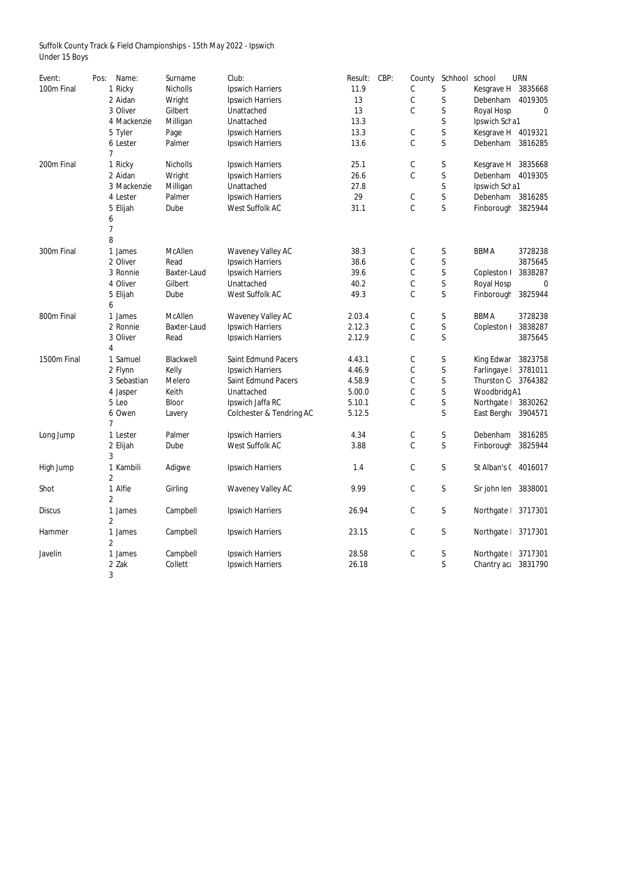Suffolk County Track & Field Championships - 15th May 2022 - Ipswich
Under 15 Boys

| Event: | Pos: | Name: | Surname | Club: | Result: | CBP: | County | Schhool | school | URN |
|---|---|---|---|---|---|---|---|---|---|---|
| 100m Final | 1 | Ricky | Nicholls | Ipswich Harriers | 11.9 | | C | S | Kesgrave H | 3835668 |
| | 2 | Aidan | Wright | Ipswich Harriers | 13 | | C | S | Debenham | 4019305 |
| | 3 | Oliver | Gilbert | Unattached | 13 | | C | S | Royal Hosp | 0 |
| | 4 | Mackenzie | Milligan | Unattached | 13.3 | | | S | Ipswich Sch | a1 |
| | 5 | Tyler | Page | Ipswich Harriers | 13.3 | | C | S | Kesgrave H | 4019321 |
| | 6 | Lester | Palmer | Ipswich Harriers | 13.6 | | C | S | Debenham | 3816285 |
| | 7 | | | | | | | | | |
| 200m Final | 1 | Ricky | Nicholls | Ipswich Harriers | 25.1 | | C | S | Kesgrave H | 3835668 |
| | 2 | Aidan | Wright | Ipswich Harriers | 26.6 | | C | S | Debenham | 4019305 |
| | 3 | Mackenzie | Milligan | Unattached | 27.8 | | | S | Ipswich Sch | a1 |
| | 4 | Lester | Palmer | Ipswich Harriers | 29 | | C | S | Debenham | 3816285 |
| | 5 | Elijah | Dube | West Suffolk AC | 31.1 | | C | S | Finborough | 3825944 |
| | 6 | | | | | | | | | |
| | 7 | | | | | | | | | |
| | 8 | | | | | | | | | |
| 300m Final | 1 | James | McAllen | Waveney Valley AC | 38.3 | | C | S | BBMA | 3728238 |
| | 2 | Oliver | Read | Ipswich Harriers | 38.6 | | C | S | | 3875645 |
| | 3 | Ronnie | Baxter-Laud | Ipswich Harriers | 39.6 | | C | S | Copleston H | 3838287 |
| | 4 | Oliver | Gilbert | Unattached | 40.2 | | C | S | Royal Hosp | 0 |
| | 5 | Elijah | Dube | West Suffolk AC | 49.3 | | C | S | Finborough | 3825944 |
| | 6 | | | | | | | | | |
| 800m Final | 1 | James | McAllen | Waveney Valley AC | 2.03.4 | | C | S | BBMA | 3728238 |
| | 2 | Ronnie | Baxter-Laud | Ipswich Harriers | 2.12.3 | | C | S | Copleston H | 3838287 |
| | 3 | Oliver | Read | Ipswich Harriers | 2.12.9 | | C | S | | 3875645 |
| | 4 | | | | | | | | | |
| 1500m Final | 1 | Samuel | Blackwell | Saint Edmund Pacers | 4.43.1 | | C | S | King Edwar | 3823758 |
| | 2 | Flynn | Kelly | Ipswich Harriers | 4.46.9 | | C | S | Farlingaye | 3781011 |
| | 3 | Sebastian | Melero | Saint Edmund Pacers | 4.58.9 | | C | S | Thurston C | 3764382 |
| | 4 | Jasper | Keith | Unattached | 5.00.0 | | C | S | Woodbridg | A1 |
| | 5 | Leo | Bloor | Ipswich Jaffa RC | 5.10.1 | | C | S | Northgate | 3830262 |
| | 6 | Owen | Lavery | Colchester & Tendring AC | 5.12.5 | | | S | East Bergh | 3904571 |
| | 7 | | | | | | | | | |
| Long Jump | 1 | Lester | Palmer | Ipswich Harriers | 4.34 | | C | S | Debenham | 3816285 |
| | 2 | Elijah | Dube | West Suffolk AC | 3.88 | | C | S | Finborough | 3825944 |
| | 3 | | | | | | | | | |
| High Jump | 1 | Kambili | Adigwe | Ipswich Harriers | 1.4 | | C | S | St Alban's C | 4016017 |
| | 2 | | | | | | | | | |
| Shot | 1 | Alfie | Girling | Waveney Valley AC | 9.99 | | C | S | Sir john len | 3838001 |
| | 2 | | | | | | | | | |
| Discus | 1 | James | Campbell | Ipswich Harriers | 26.94 | | C | S | Northgate | 3717301 |
| | 2 | | | | | | | | | |
| Hammer | 1 | James | Campbell | Ipswich Harriers | 23.15 | | C | S | Northgate | 3717301 |
| | 2 | | | | | | | | | |
| Javelin | 1 | James | Campbell | Ipswich Harriers | 28.58 | | C | S | Northgate | 3717301 |
| | 2 | Zak | Collett | Ipswich Harriers | 26.18 | | | S | Chantry aca | 3831790 |
| | 3 | | | | | | | | | |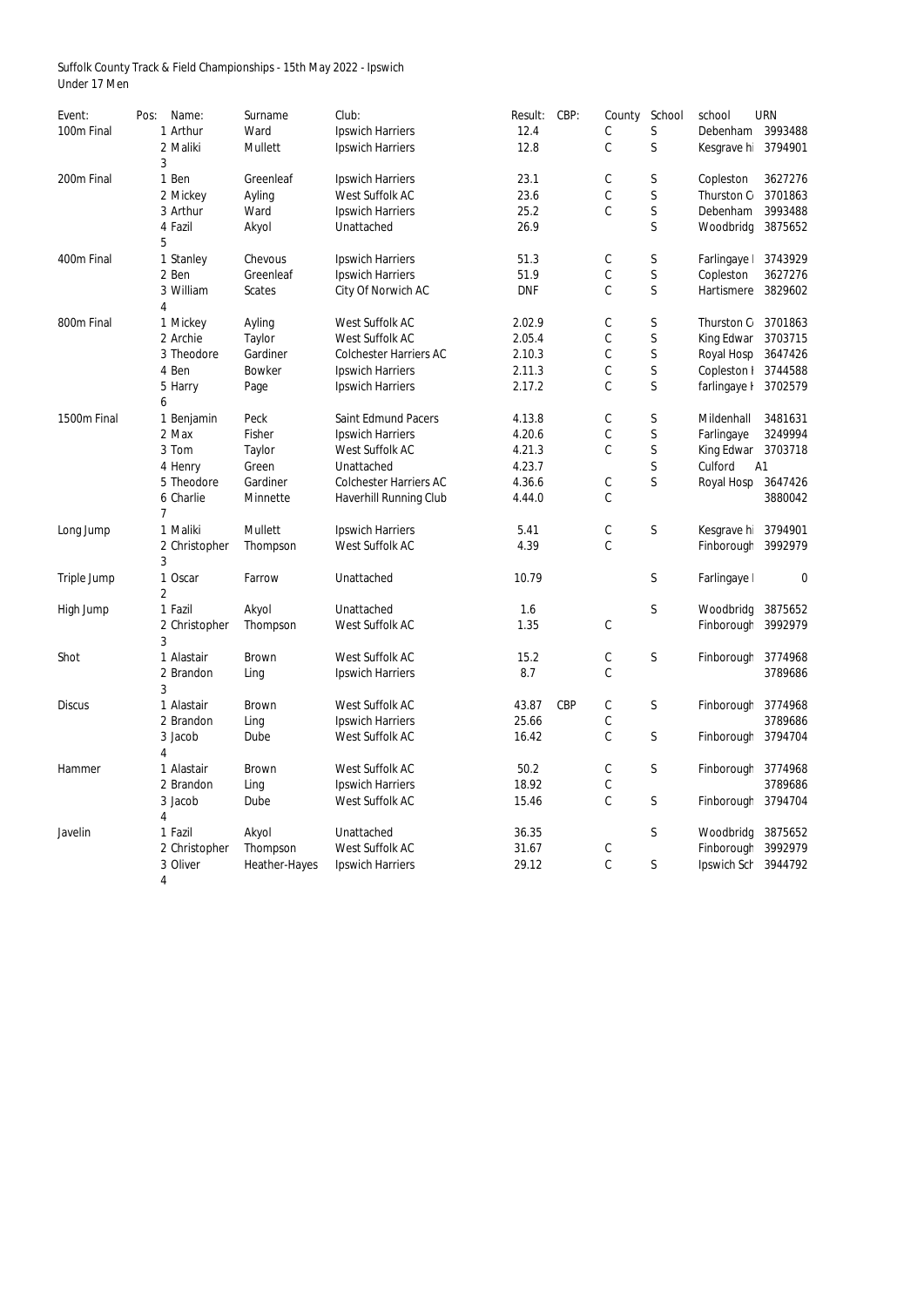Suffolk County Track & Field Championships - 15th May 2022 - Ipswich
Under 17 Men

| Event: | Pos: | Name: | Surname | Club: | Result: | CBP: | County | School | school | URN |
|---|---|---|---|---|---|---|---|---|---|---|
| 100m Final | 1 | Arthur | Ward | Ipswich Harriers | 12.4 | | C | S | Debenham | 3993488 |
| | 2 | Maliki | Mullett | Ipswich Harriers | 12.8 | | C | S | Kesgrave hi | 3794901 |
| | 3 | | | | | | | | | |
| 200m Final | 1 | Ben | Greenleaf | Ipswich Harriers | 23.1 | | C | S | Copleston | 3627276 |
| | 2 | Mickey | Ayling | West Suffolk AC | 23.6 | | C | S | Thurston C | 3701863 |
| | 3 | Arthur | Ward | Ipswich Harriers | 25.2 | | C | S | Debenham | 3993488 |
| | 4 | Fazil | Akyol | Unattached | 26.9 | | | S | Woodbridg | 3875652 |
| | 5 | | | | | | | | | |
| 400m Final | 1 | Stanley | Chevous | Ipswich Harriers | 51.3 | | C | S | Farlingaye I | 3743929 |
| | 2 | Ben | Greenleaf | Ipswich Harriers | 51.9 | | C | S | Copleston | 3627276 |
| | 3 | William | Scates | City Of Norwich AC | DNF | | C | S | Hartismere | 3829602 |
| | 4 | | | | | | | | | |
| 800m Final | 1 | Mickey | Ayling | West Suffolk AC | 2.02.9 | | C | S | Thurston C | 3701863 |
| | 2 | Archie | Taylor | West Suffolk AC | 2.05.4 | | C | S | King Edwar | 3703715 |
| | 3 | Theodore | Gardiner | Colchester Harriers AC | 2.10.3 | | C | S | Royal Hosp | 3647426 |
| | 4 | Ben | Bowker | Ipswich Harriers | 2.11.3 | | C | S | Copleston I | 3744588 |
| | 5 | Harry | Page | Ipswich Harriers | 2.17.2 | | C | S | farlingaye I | 3702579 |
| | 6 | | | | | | | | | |
| 1500m Final | 1 | Benjamin | Peck | Saint Edmund Pacers | 4.13.8 | | C | S | Mildenhall | 3481631 |
| | 2 | Max | Fisher | Ipswich Harriers | 4.20.6 | | C | S | Farlingaye | 3249994 |
| | 3 | Tom | Taylor | West Suffolk AC | 4.21.3 | | C | S | King Edwar | 3703718 |
| | 4 | Henry | Green | Unattached | 4.23.7 | | | S | Culford | A1 |
| | 5 | Theodore | Gardiner | Colchester Harriers AC | 4.36.6 | | C | S | Royal Hosp | 3647426 |
| | 6 | Charlie | Minnette | Haverhill Running Club | 4.44.0 | | C | | | 3880042 |
| | 7 | | | | | | | | | |
| Long Jump | 1 | Maliki | Mullett | Ipswich Harriers | 5.41 | | C | S | Kesgrave hi | 3794901 |
| | 2 | Christopher | Thompson | West Suffolk AC | 4.39 | | C | | Finborough | 3992979 |
| | 3 | | | | | | | | | |
| Triple Jump | 1 | Oscar | Farrow | Unattached | 10.79 | | | S | Farlingaye I | 0 |
| | 2 | | | | | | | | | |
| High Jump | 1 | Fazil | Akyol | Unattached | 1.6 | | | S | Woodbridg | 3875652 |
| | 2 | Christopher | Thompson | West Suffolk AC | 1.35 | | C | | Finborough | 3992979 |
| | 3 | | | | | | | | | |
| Shot | 1 | Alastair | Brown | West Suffolk AC | 15.2 | | C | S | Finborough | 3774968 |
| | 2 | Brandon | Ling | Ipswich Harriers | 8.7 | | C | | | 3789686 |
| | 3 | | | | | | | | | |
| Discus | 1 | Alastair | Brown | West Suffolk AC | 43.87 | CBP | C | S | Finborough | 3774968 |
| | 2 | Brandon | Ling | Ipswich Harriers | 25.66 | | C | | | 3789686 |
| | 3 | Jacob | Dube | West Suffolk AC | 16.42 | | C | S | Finborough | 3794704 |
| | 4 | | | | | | | | | |
| Hammer | 1 | Alastair | Brown | West Suffolk AC | 50.2 | | C | S | Finborough | 3774968 |
| | 2 | Brandon | Ling | Ipswich Harriers | 18.92 | | C | | | 3789686 |
| | 3 | Jacob | Dube | West Suffolk AC | 15.46 | | C | S | Finborough | 3794704 |
| | 4 | | | | | | | | | |
| Javelin | 1 | Fazil | Akyol | Unattached | 36.35 | | | S | Woodbridg | 3875652 |
| | 2 | Christopher | Thompson | West Suffolk AC | 31.67 | | C | | Finborough | 3992979 |
| | 3 | Oliver | Heather-Hayes | Ipswich Harriers | 29.12 | | C | S | Ipswich Sch | 3944792 |
| | 4 | | | | | | | | | |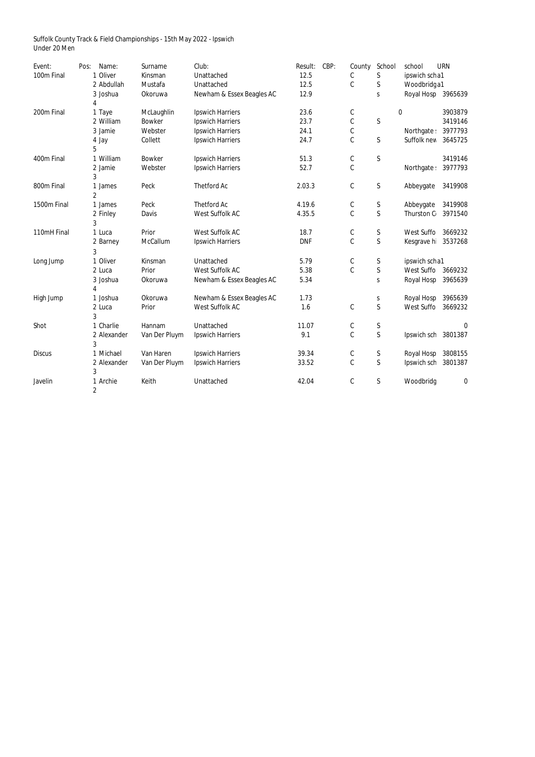Suffolk County Track & Field Championships - 15th May 2022 - Ipswich
Under 20 Men

| Event: | Pos: | Name: | Surname | Club: | Result: | CBP: | County | School | school | URN |
|---|---|---|---|---|---|---|---|---|---|---|
| 100m Final | 1 | Oliver | Kinsman | Unattached | 12.5 | | C | S | ipswich scha1 | |
| | 2 | Abdullah | Mustafa | Unattached | 12.5 | | C | S | Woodbridga1 | |
| | 3 | Joshua | Okoruwa | Newham & Essex Beagles AC | 12.9 | | | s | Royal Hosp | 3965639 |
| | 4 | | | | | | | | | |
| 200m Final | 1 | Taye | McLaughlin | Ipswich Harriers | 23.6 | | C | 0 | | 3903879 |
| | 2 | William | Bowker | Ipswich Harriers | 23.7 | | C | S | | 3419146 |
| | 3 | Jamie | Webster | Ipswich Harriers | 24.1 | | C | | Northgate | 3977793 |
| | 4 | Jay | Collett | Ipswich Harriers | 24.7 | | C | S | Suffolk new | 3645725 |
| | 5 | | | | | | | | | |
| 400m Final | 1 | William | Bowker | Ipswich Harriers | 51.3 | | C | S | | 3419146 |
| | 2 | Jamie | Webster | Ipswich Harriers | 52.7 | | C | | Northgate | 3977793 |
| | 3 | | | | | | | | | |
| 800m Final | 1 | James | Peck | Thetford Ac | 2.03.3 | | C | S | Abbeygate | 3419908 |
| | 2 | | | | | | | | | |
| 1500m Final | 1 | James | Peck | Thetford Ac | 4.19.6 | | C | S | Abbeygate | 3419908 |
| | 2 | Finley | Davis | West Suffolk AC | 4.35.5 | | C | S | Thurston C | 3971540 |
| | 3 | | | | | | | | | |
| 110mH Final | 1 | Luca | Prior | West Suffolk AC | 18.7 | | C | S | West Suffo | 3669232 |
| | 2 | Barney | McCallum | Ipswich Harriers | DNF | | C | S | Kesgrave hi | 3537268 |
| | 3 | | | | | | | | | |
| Long Jump | 1 | Oliver | Kinsman | Unattached | 5.79 | | C | S | ipswich scha1 | |
| | 2 | Luca | Prior | West Suffolk AC | 5.38 | | C | S | West Suffo | 3669232 |
| | 3 | Joshua | Okoruwa | Newham & Essex Beagles AC | 5.34 | | | s | Royal Hosp | 3965639 |
| | 4 | | | | | | | | | |
| High Jump | 1 | Joshua | Okoruwa | Newham & Essex Beagles AC | 1.73 | | | s | Royal Hosp | 3965639 |
| | 2 | Luca | Prior | West Suffolk AC | 1.6 | | C | S | West Suffo | 3669232 |
| | 3 | | | | | | | | | |
| Shot | 1 | Charlie | Hannam | Unattached | 11.07 | | C | S | | 0 |
| | 2 | Alexander | Van Der Pluym | Ipswich Harriers | 9.1 | | C | S | Ipswich sch | 3801387 |
| | 3 | | | | | | | | | |
| Discus | 1 | Michael | Van Haren | Ipswich Harriers | 39.34 | | C | S | Royal Hosp | 3808155 |
| | 2 | Alexander | Van Der Pluym | Ipswich Harriers | 33.52 | | C | S | Ipswich sch | 3801387 |
| | 3 | | | | | | | | | |
| Javelin | 1 | Archie | Keith | Unattached | 42.04 | | C | S | Woodbridg | 0 |
| | 2 | | | | | | | | | |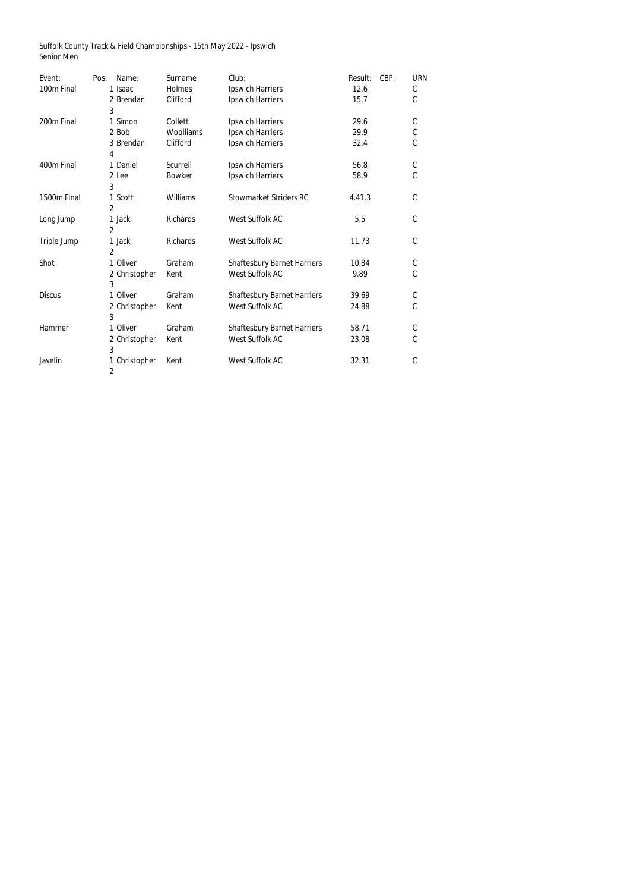Suffolk County Track & Field Championships - 15th May 2022 - Ipswich
Senior Men

| Event: | Pos: | Name: | Surname | Club: | Result: | CBP: | URN |
|---|---|---|---|---|---|---|---|
| 100m Final | 1 | Isaac | Holmes | Ipswich Harriers | 12.6 | | C |
| | 2 | Brendan | Clifford | Ipswich Harriers | 15.7 | | C |
| | 3 | | | | | | |
| 200m Final | 1 | Simon | Collett | Ipswich Harriers | 29.6 | | C |
| | 2 | Bob | Woolliams | Ipswich Harriers | 29.9 | | C |
| | 3 | Brendan | Clifford | Ipswich Harriers | 32.4 | | C |
| | 4 | | | | | | |
| 400m Final | 1 | Daniel | Scurrell | Ipswich Harriers | 56.8 | | C |
| | 2 | Lee | Bowker | Ipswich Harriers | 58.9 | | C |
| | 3 | | | | | | |
| 1500m Final | 1 | Scott | Williams | Stowmarket Striders RC | 4.41.3 | | C |
| | 2 | | | | | | |
| Long Jump | 1 | Jack | Richards | West Suffolk AC | 5.5 | | C |
| | 2 | | | | | | |
| Triple Jump | 1 | Jack | Richards | West Suffolk AC | 11.73 | | C |
| | 2 | | | | | | |
| Shot | 1 | Oliver | Graham | Shaftesbury Barnet Harriers | 10.84 | | C |
| | 2 | Christopher | Kent | West Suffolk AC | 9.89 | | C |
| | 3 | | | | | | |
| Discus | 1 | Oliver | Graham | Shaftesbury Barnet Harriers | 39.69 | | C |
| | 2 | Christopher | Kent | West Suffolk AC | 24.88 | | C |
| | 3 | | | | | | |
| Hammer | 1 | Oliver | Graham | Shaftesbury Barnet Harriers | 58.71 | | C |
| | 2 | Christopher | Kent | West Suffolk AC | 23.08 | | C |
| | 3 | | | | | | |
| Javelin | 1 | Christopher | Kent | West Suffolk AC | 32.31 | | C |
| | 2 | | | | | | |